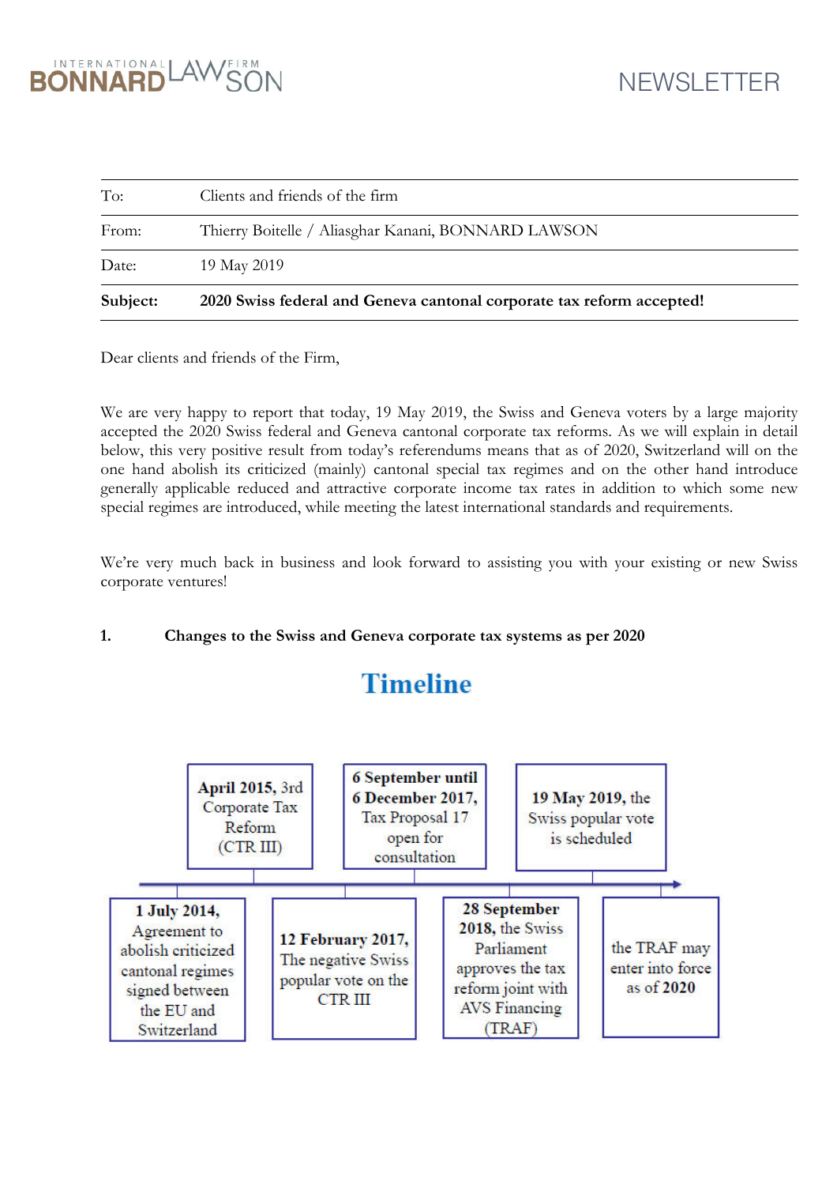BONNARD LAWSON INTERNATIONAL LAW FIRM

NEWSLETTER

| | |
|---|---|
| To: | Clients and friends of the firm |
| From: | Thierry Boitelle / Aliasghar Kanani, BONNARD LAWSON |
| Date: | 19 May 2019 |
| **Subject:** | **2020 Swiss federal and Geneva cantonal corporate tax reform accepted!** |

Dear clients and friends of the Firm,

We are very happy to report that today, 19 May 2019, the Swiss and Geneva voters by a large majority accepted the 2020 Swiss federal and Geneva cantonal corporate tax reforms. As we will explain in detail below, this very positive result from today's referendums means that as of 2020, Switzerland will on the one hand abolish its criticized (mainly) cantonal special tax regimes and on the other hand introduce generally applicable reduced and attractive corporate income tax rates in addition to which some new special regimes are introduced, while meeting the latest international standards and requirements.

We're very much back in business and look forward to assisting you with your existing or new Swiss corporate ventures!

## 1. Changes to the Swiss and Geneva corporate tax systems as per 2020

### Timeline

- **1 July 2014,** Agreement to abolish criticized cantonal regimes signed between the EU and Switzerland
- **April 2015,** 3rd Corporate Tax Reform (CTR III)
- **12 February 2017,** The negative Swiss popular vote on the CTR III
- **6 September until 6 December 2017,** Tax Proposal 17 open for consultation
- **28 September 2018,** the Swiss Parliament approves the tax reform joint with AVS Financing (TRAF)
- **19 May 2019,** the Swiss popular vote is scheduled
- the TRAF may enter into force as of **2020**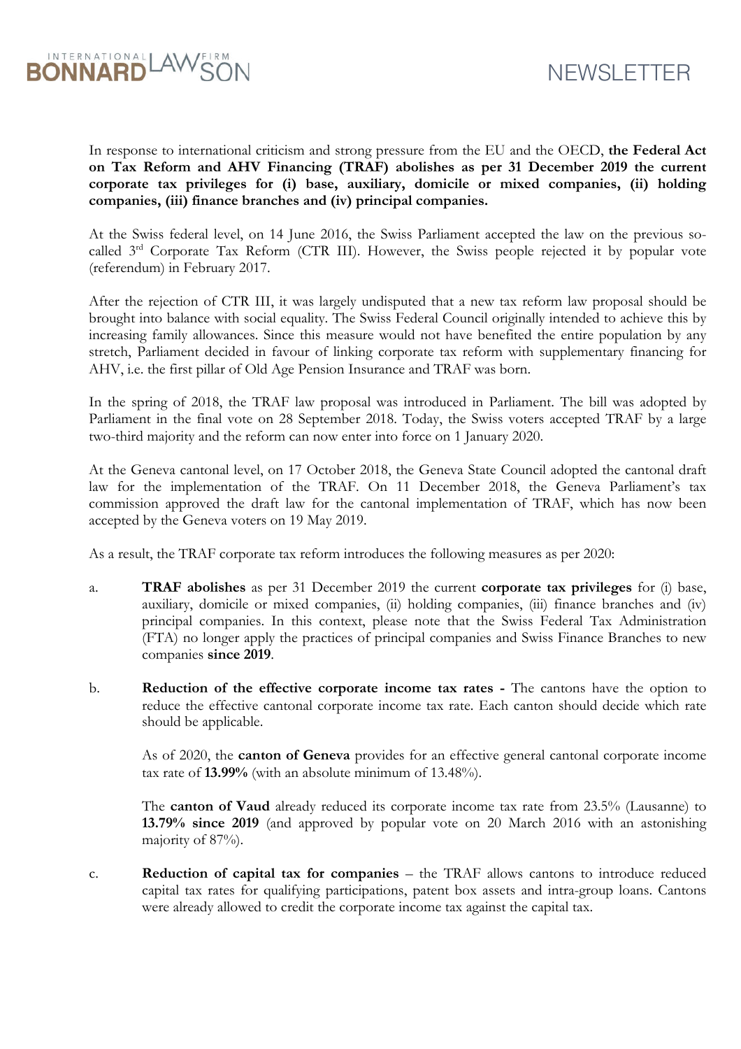In response to international criticism and strong pressure from the EU and the OECD, **the Federal Act on Tax Reform and AHV Financing (TRAF) abolishes as per 31 December 2019 the current corporate tax privileges for (i) base, auxiliary, domicile or mixed companies, (ii) holding companies, (iii) finance branches and (iv) principal companies.**

At the Swiss federal level, on 14 June 2016, the Swiss Parliament accepted the law on the previous so-called 3rd Corporate Tax Reform (CTR III). However, the Swiss people rejected it by popular vote (referendum) in February 2017.

After the rejection of CTR III, it was largely undisputed that a new tax reform law proposal should be brought into balance with social equality. The Swiss Federal Council originally intended to achieve this by increasing family allowances. Since this measure would not have benefited the entire population by any stretch, Parliament decided in favour of linking corporate tax reform with supplementary financing for AHV, i.e. the first pillar of Old Age Pension Insurance and TRAF was born.

In the spring of 2018, the TRAF law proposal was introduced in Parliament. The bill was adopted by Parliament in the final vote on 28 September 2018. Today, the Swiss voters accepted TRAF by a large two-third majority and the reform can now enter into force on 1 January 2020.

At the Geneva cantonal level, on 17 October 2018, the Geneva State Council adopted the cantonal draft law for the implementation of the TRAF. On 11 December 2018, the Geneva Parliament's tax commission approved the draft law for the cantonal implementation of TRAF, which has now been accepted by the Geneva voters on 19 May 2019.

As a result, the TRAF corporate tax reform introduces the following measures as per 2020:

a. **TRAF abolishes** as per 31 December 2019 the current **corporate tax privileges** for (i) base, auxiliary, domicile or mixed companies, (ii) holding companies, (iii) finance branches and (iv) principal companies. In this context, please note that the Swiss Federal Tax Administration (FTA) no longer apply the practices of principal companies and Swiss Finance Branches to new companies **since 2019**.

b. **Reduction of the effective corporate income tax rates -** The cantons have the option to reduce the effective cantonal corporate income tax rate. Each canton should decide which rate should be applicable.

   As of 2020, the **canton of Geneva** provides for an effective general cantonal corporate income tax rate of **13.99%** (with an absolute minimum of 13.48%).

   The **canton of Vaud** already reduced its corporate income tax rate from 23.5% (Lausanne) to **13.79% since 2019** (and approved by popular vote on 20 March 2016 with an astonishing majority of 87%).

c. **Reduction of capital tax for companies** – the TRAF allows cantons to introduce reduced capital tax rates for qualifying participations, patent box assets and intra-group loans. Cantons were already allowed to credit the corporate income tax against the capital tax.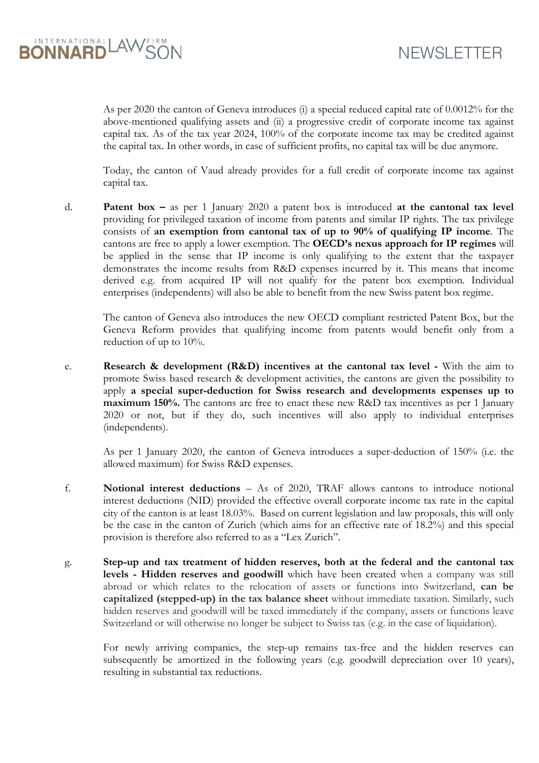As per 2020 the canton of Geneva introduces (i) a special reduced capital rate of 0.0012% for the above-mentioned qualifying assets and (ii) a progressive credit of corporate income tax against capital tax. As of the tax year 2024, 100% of the corporate income tax may be credited against the capital tax. In other words, in case of sufficient profits, no capital tax will be due anymore.

Today, the canton of Vaud already provides for a full credit of corporate income tax against capital tax.

d. **Patent box –** as per 1 January 2020 a patent box is introduced **at the cantonal tax level** providing for privileged taxation of income from patents and similar IP rights. The tax privilege consists of **an exemption from cantonal tax of up to 90% of qualifying IP income**. The cantons are free to apply a lower exemption. The **OECD's nexus approach for IP regimes** will be applied in the sense that IP income is only qualifying to the extent that the taxpayer demonstrates the income results from R&D expenses incurred by it. This means that income derived e.g. from acquired IP will not qualify for the patent box exemption. Individual enterprises (independents) will also be able to benefit from the new Swiss patent box regime.

   The canton of Geneva also introduces the new OECD compliant restricted Patent Box, but the Geneva Reform provides that qualifying income from patents would benefit only from a reduction of up to 10%.

e. **Research & development (R&D) incentives at the cantonal tax level -** With the aim to promote Swiss based research & development activities, the cantons are given the possibility to apply **a special super-deduction for Swiss research and developments expenses up to maximum 150%.** The cantons are free to enact these new R&D tax incentives as per 1 January 2020 or not, but if they do, such incentives will also apply to individual enterprises (independents).

   As per 1 January 2020, the canton of Geneva introduces a super-deduction of 150% (i.e. the allowed maximum) for Swiss R&D expenses.

f. **Notional interest deductions** – As of 2020, TRAF allows cantons to introduce notional interest deductions (NID) provided the effective overall corporate income tax rate in the capital city of the canton is at least 18.03%. Based on current legislation and law proposals, this will only be the case in the canton of Zurich (which aims for an effective rate of 18.2%) and this special provision is therefore also referred to as a "Lex Zurich".

g. **Step-up and tax treatment of hidden reserves, both at the federal and the cantonal tax levels - Hidden reserves and goodwill** which have been created when a company was still abroad or which relates to the relocation of assets or functions into Switzerland, **can be capitalized (stepped-up) in the tax balance sheet** without immediate taxation. Similarly, such hidden reserves and goodwill will be taxed immediately if the company, assets or functions leave Switzerland or will otherwise no longer be subject to Swiss tax (e.g. in the case of liquidation).

   For newly arriving companies, the step-up remains tax-free and the hidden reserves can subsequently be amortized in the following years (e.g. goodwill depreciation over 10 years), resulting in substantial tax reductions.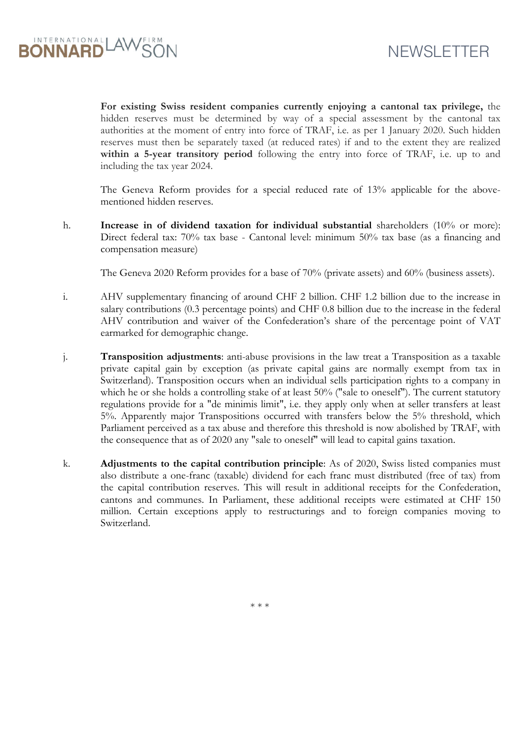**For existing Swiss resident companies currently enjoying a cantonal tax privilege,** the hidden reserves must be determined by way of a special assessment by the cantonal tax authorities at the moment of entry into force of TRAF, i.e. as per 1 January 2020. Such hidden reserves must then be separately taxed (at reduced rates) if and to the extent they are realized **within a 5-year transitory period** following the entry into force of TRAF, i.e. up to and including the tax year 2024.

The Geneva Reform provides for a special reduced rate of 13% applicable for the above-mentioned hidden reserves.

h. **Increase in of dividend taxation for individual substantial** shareholders (10% or more): Direct federal tax: 70% tax base - Cantonal level: minimum 50% tax base (as a financing and compensation measure)

   The Geneva 2020 Reform provides for a base of 70% (private assets) and 60% (business assets).

i. AHV supplementary financing of around CHF 2 billion. CHF 1.2 billion due to the increase in salary contributions (0.3 percentage points) and CHF 0.8 billion due to the increase in the federal AHV contribution and waiver of the Confederation's share of the percentage point of VAT earmarked for demographic change.

j. **Transposition adjustments**: anti-abuse provisions in the law treat a Transposition as a taxable private capital gain by exception (as private capital gains are normally exempt from tax in Switzerland). Transposition occurs when an individual sells participation rights to a company in which he or she holds a controlling stake of at least 50% ("sale to oneself"). The current statutory regulations provide for a "de minimis limit", i.e. they apply only when at seller transfers at least 5%. Apparently major Transpositions occurred with transfers below the 5% threshold, which Parliament perceived as a tax abuse and therefore this threshold is now abolished by TRAF, with the consequence that as of 2020 any "sale to oneself" will lead to capital gains taxation.

k. **Adjustments to the capital contribution principle**: As of 2020, Swiss listed companies must also distribute a one-franc (taxable) dividend for each franc must distributed (free of tax) from the capital contribution reserves. This will result in additional receipts for the Confederation, cantons and communes. In Parliament, these additional receipts were estimated at CHF 150 million. Certain exceptions apply to restructurings and to foreign companies moving to Switzerland.

\* \* \*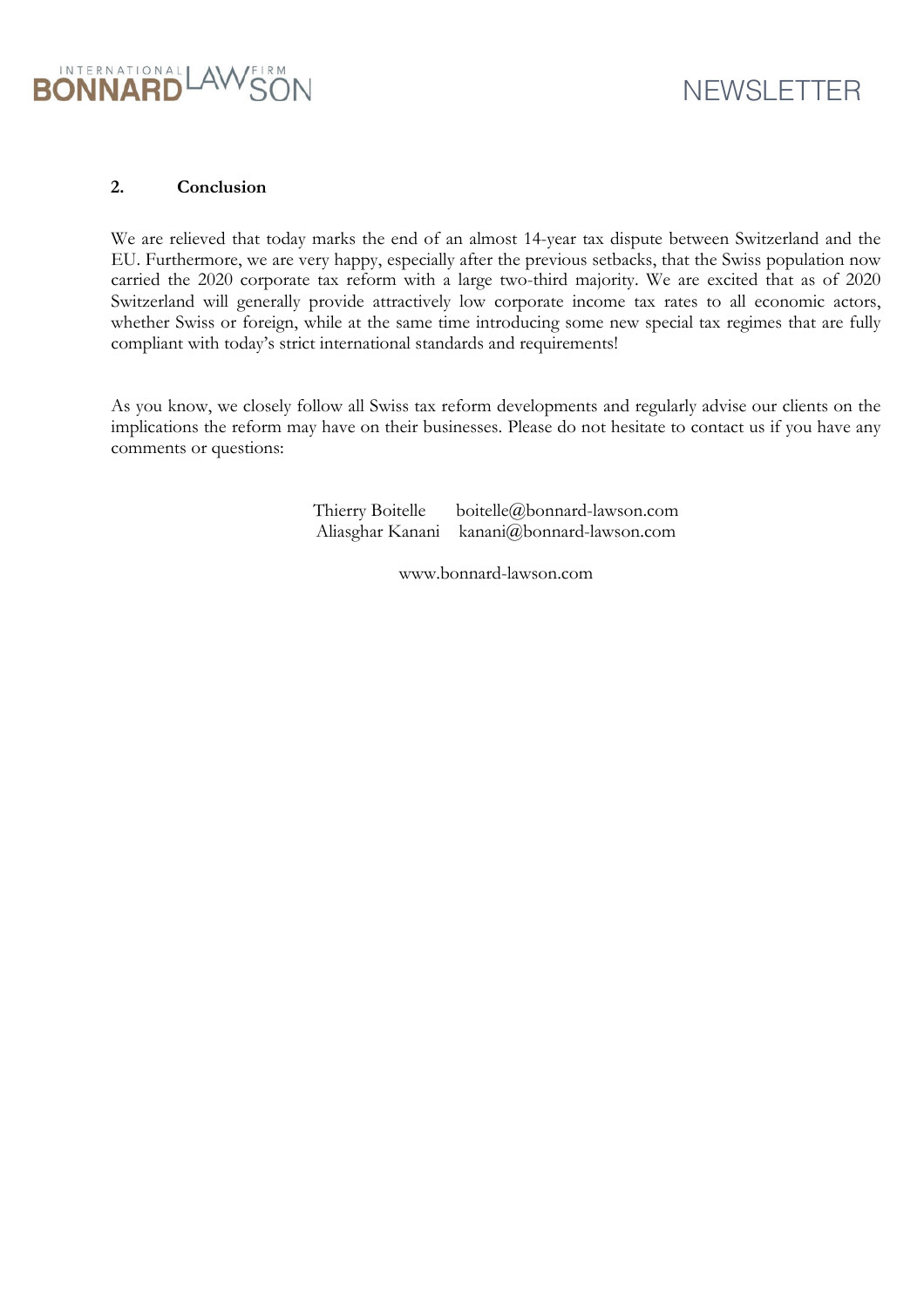## 2. Conclusion

We are relieved that today marks the end of an almost 14-year tax dispute between Switzerland and the EU. Furthermore, we are very happy, especially after the previous setbacks, that the Swiss population now carried the 2020 corporate tax reform with a large two-third majority. We are excited that as of 2020 Switzerland will generally provide attractively low corporate income tax rates to all economic actors, whether Swiss or foreign, while at the same time introducing some new special tax regimes that are fully compliant with today's strict international standards and requirements!

As you know, we closely follow all Swiss tax reform developments and regularly advise our clients on the implications the reform may have on their businesses. Please do not hesitate to contact us if you have any comments or questions:

Thierry Boitelle boitelle@bonnard-lawson.com
Aliasghar Kanani kanani@bonnard-lawson.com

www.bonnard-lawson.com